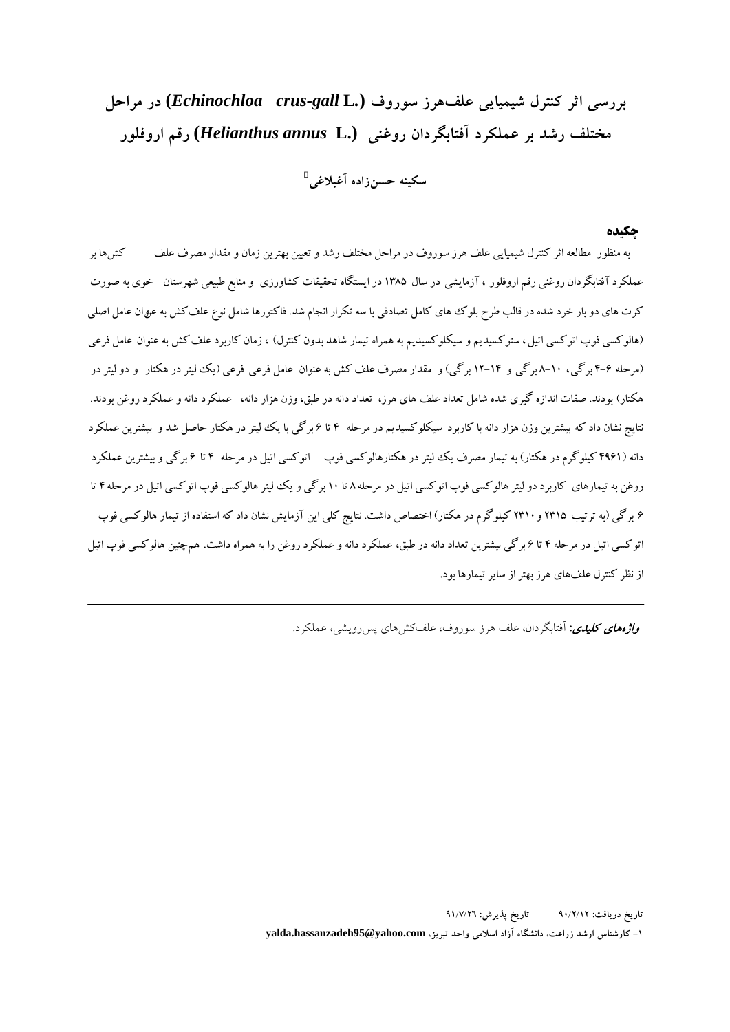# بررسی اثر کنترل شیمیایی علف‌هرز سوروف (*Echinochloa crus-gall* L.) در مراحل مختلف رشد بر عملکرد آفتابگردان روغنی (*Helianthus annus* L.) رقم اروفلور

**سکینه حسن‌زاده آغبلاغی**[1]

## چکیده

به منظور مطالعه اثر کنترل شیمیایی علف هرز سوروف در مراحل مختلف رشد و تعیین بهترین زمان و مقدار مصرف علف کش‌ها بر عملکرد آفتابگردان روغنی رقم اروفلور ، آزمایشی در سال ۱۳۸۵ در ایستگاه تحقیقات کشاورزی و منابع طبیعی شهرستان خوی به صورت کرت های دو بار خرد شده در قالب طرح بلوک های کامل تصادفی با سه تکرار انجام شد. فاکتورها شامل نوع علف‌کش به عنوان عامل اصلی (هالوکسی فوپ اتوکسی اتیل ، ستوکسیدیم و سیکلوکسیدیم به همراه تیمار شاهد بدون کنترل) ، زمان کاربرد علف کش به عنوان عامل فرعی (مرحله ۶-۴ برگی، ۱۰-۸ برگی و ۱۴-۱۲ برگی) و مقدار مصرف علف کش به عنوان عامل فرعی فرعی (یک لیتر در هکتار و دو لیتر در هکتار) بودند. صفات اندازه گیری شده شامل تعداد علف های هرز، تعداد دانه در طبق، وزن هزار دانه، عملکرد دانه و عملکرد روغن بودند. نتایج نشان داد که بیشترین وزن هزار دانه با کاربرد سیکلوکسیدیم در مرحله ۴ تا ۶ برگی با یک لیتر در هکتار حاصل شد و بیشترین عملکرد دانه (۴۹۶۱ کیلوگرم در هکتار) به تیمار مصرف یک لیتر در هکتارهالوکسی فوپ اتوکسی اتیل در مرحله ۴ تا ۶ برگی و بیشترین عملکرد روغن به تیمارهای کاربرد دو لیتر هالوکسی فوپ اتوکسی اتیل در مرحله ۸ تا ۱۰ برگی و یک لیتر هالوکسی فوپ اتوکسی اتیل در مرحله ۴ تا ۶ برگی (به ترتیب ۲۳۱۵ و ۲۳۱۰ کیلوگرم در هکتار) اختصاص داشت. نتایج کلی این آزمایش نشان داد که استفاده از تیمار هالوکسی فوپ اتوکسی اتیل در مرحله ۴ تا ۶ برگی بیشترین تعداد دانه در طبق، عملکرد دانه و عملکرد روغن را به همراه داشت. هم‌چنین هالوکسی فوپ اتیل از نظر کنترل علف‌های هرز بهتر از سایر تیمارها بود.

***واژه‌های کلیدی:*** آفتابگردان، علف هرز سوروف، علف‌کش‌های پس‌رویشی، عملکرد.

---

تاریخ دریافت: ۹۰/۲/۱۲ تاریخ پذیرش: ۹۱/۷/۲۶

۱- کارشناس ارشد زراعت، دانشگاه آزاد اسلامی واحد تبریز، yalda.hassanzadeh95@yahoo.com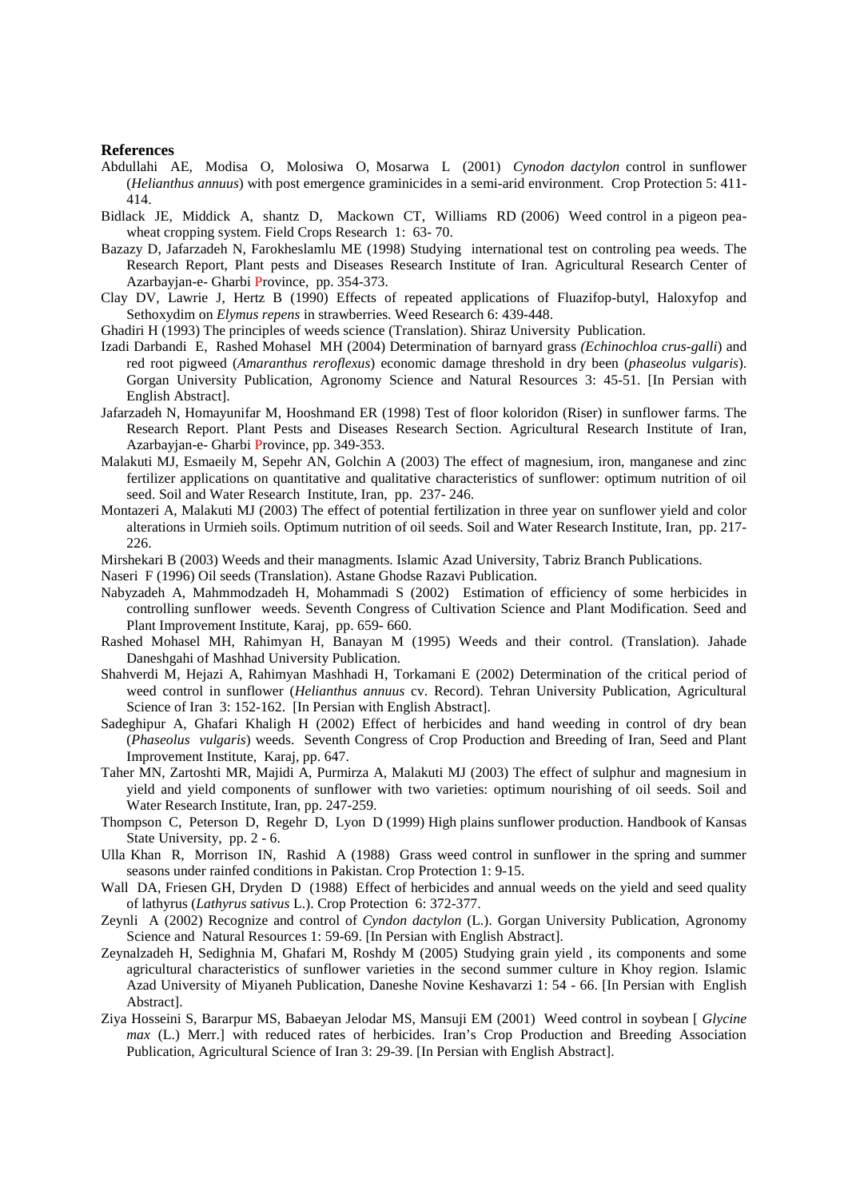## References

Abdullahi AE, Modisa O, Molosiwa O, Mosarwa L (2001) *Cynodon dactylon* control in sunflower (*Helianthus annuus*) with post emergence graminicides in a semi-arid environment. Crop Protection 5: 411-414.

Bidlack JE, Middick A, shantz D, Mackown CT, Williams RD (2006) Weed control in a pigeon pea-wheat cropping system. Field Crops Research 1: 63- 70.

Bazazy D, Jafarzadeh N, Farokheslamlu ME (1998) Studying international test on controling pea weeds. The Research Report, Plant pests and Diseases Research Institute of Iran. Agricultural Research Center of Azarbayjan-e- Gharbi Province, pp. 354-373.

Clay DV, Lawrie J, Hertz B (1990) Effects of repeated applications of Fluazifop-butyl, Haloxyfop and Sethoxydim on *Elymus repens* in strawberries. Weed Research 6: 439-448.

Ghadiri H (1993) The principles of weeds science (Translation). Shiraz University Publication.

Izadi Darbandi E, Rashed Mohasel MH (2004) Determination of barnyard grass *(Echinochloa crus-galli*) and red root pigweed (*Amaranthus reroflexus*) economic damage threshold in dry been (*phaseolus vulgaris*). Gorgan University Publication, Agronomy Science and Natural Resources 3: 45-51. [In Persian with English Abstract].

Jafarzadeh N, Homayunifar M, Hooshmand ER (1998) Test of floor koloridon (Riser) in sunflower farms. The Research Report. Plant Pests and Diseases Research Section. Agricultural Research Institute of Iran, Azarbayjan-e- Gharbi Province, pp. 349-353.

Malakuti MJ, Esmaeily M, Sepehr AN, Golchin A (2003) The effect of magnesium, iron, manganese and zinc fertilizer applications on quantitative and qualitative characteristics of sunflower: optimum nutrition of oil seed. Soil and Water Research Institute, Iran, pp. 237- 246.

Montazeri A, Malakuti MJ (2003) The effect of potential fertilization in three year on sunflower yield and color alterations in Urmieh soils. Optimum nutrition of oil seeds. Soil and Water Research Institute, Iran, pp. 217-226.

Mirshekari B (2003) Weeds and their managments. Islamic Azad University, Tabriz Branch Publications.

Naseri F (1996) Oil seeds (Translation). Astane Ghodse Razavi Publication.

Nabyzadeh A, Mahmmodzadeh H, Mohammadi S (2002) Estimation of efficiency of some herbicides in controlling sunflower weeds. Seventh Congress of Cultivation Science and Plant Modification. Seed and Plant Improvement Institute, Karaj, pp. 659- 660.

Rashed Mohasel MH, Rahimyan H, Banayan M (1995) Weeds and their control. (Translation). Jahade Daneshgahi of Mashhad University Publication.

Shahverdi M, Hejazi A, Rahimyan Mashhadi H, Torkamani E (2002) Determination of the critical period of weed control in sunflower (*Helianthus annuus* cv. Record). Tehran University Publication, Agricultural Science of Iran 3: 152-162. [In Persian with English Abstract].

Sadeghipur A, Ghafari Khaligh H (2002) Effect of herbicides and hand weeding in control of dry bean (*Phaseolus vulgaris*) weeds. Seventh Congress of Crop Production and Breeding of Iran, Seed and Plant Improvement Institute, Karaj, pp. 647.

Taher MN, Zartoshti MR, Majidi A, Purmirza A, Malakuti MJ (2003) The effect of sulphur and magnesium in yield and yield components of sunflower with two varieties: optimum nourishing of oil seeds. Soil and Water Research Institute, Iran, pp. 247-259.

Thompson C, Peterson D, Regehr D, Lyon D (1999) High plains sunflower production. Handbook of Kansas State University, pp. 2 - 6.

Ulla Khan R, Morrison IN, Rashid A (1988) Grass weed control in sunflower in the spring and summer seasons under rainfed conditions in Pakistan. Crop Protection 1: 9-15.

Wall DA, Friesen GH, Dryden D (1988) Effect of herbicides and annual weeds on the yield and seed quality of lathyrus (*Lathyrus sativus* L.). Crop Protection 6: 372-377.

Zeynli A (2002) Recognize and control of *Cyndon dactylon* (L.). Gorgan University Publication, Agronomy Science and Natural Resources 1: 59-69. [In Persian with English Abstract].

Zeynalzadeh H, Sedighnia M, Ghafari M, Roshdy M (2005) Studying grain yield , its components and some agricultural characteristics of sunflower varieties in the second summer culture in Khoy region. Islamic Azad University of Miyaneh Publication, Daneshe Novine Keshavarzi 1: 54 - 66. [In Persian with English Abstract].

Ziya Hosseini S, Bararpur MS, Babaeyan Jelodar MS, Mansuji EM (2001) Weed control in soybean [ *Glycine max* (L.) Merr.] with reduced rates of herbicides. Iran's Crop Production and Breeding Association Publication, Agricultural Science of Iran 3: 29-39. [In Persian with English Abstract].